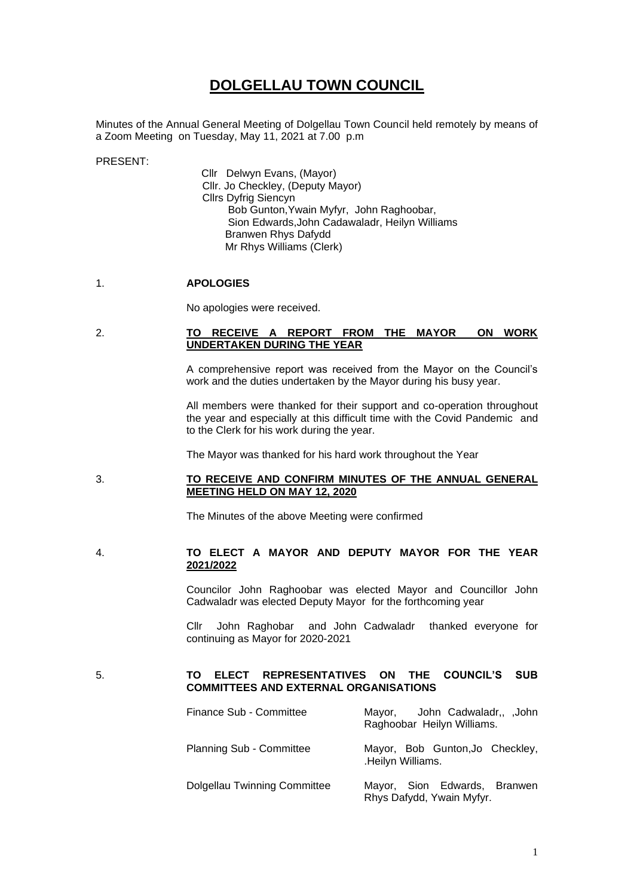# DOLGELLAU TOWN COUNCIL

Minutes of the Annual General Meeting of Dolgellau Town Council held remotely by means of a Zoom Meeting on Tuesday, May 11, 2021 at 7.00 p.m

PRESENT:

Cllr Delwyn Evans, (Mayor)
Cllr. Jo Checkley, (Deputy Mayor)
Cllrs Dyfrig Siencyn
Bob Gunton,Ywain Myfyr, John Raghoobar,
Sion Edwards,John Cadawaladr, Heilyn Williams
Branwen Rhys Dafydd
Mr Rhys Williams (Clerk)

1. **APOLOGIES**

   No apologies were received.

2. **TO RECEIVE A REPORT FROM THE MAYOR ON WORK UNDERTAKEN DURING THE YEAR**

   A comprehensive report was received from the Mayor on the Council's work and the duties undertaken by the Mayor during his busy year.

   All members were thanked for their support and co-operation throughout the year and especially at this difficult time with the Covid Pandemic and to the Clerk for his work during the year.

   The Mayor was thanked for his hard work throughout the Year

3. **TO RECEIVE AND CONFIRM MINUTES OF THE ANNUAL GENERAL MEETING HELD ON MAY 12, 2020**

   The Minutes of the above Meeting were confirmed

4. **TO ELECT A MAYOR AND DEPUTY MAYOR FOR THE YEAR 2021/2022**

   Councilor John Raghoobar was elected Mayor and Councillor John Cadwaladr was elected Deputy Mayor for the forthcoming year

   Cllr John Raghobar and John Cadwaladr thanked everyone for continuing as Mayor for 2020-2021

5. **TO ELECT REPRESENTATIVES ON THE COUNCIL'S SUB COMMITTEES AND EXTERNAL ORGANISATIONS**

| | |
|---|---|
| Finance Sub - Committee | Mayor, John Cadwaladr,, ,John Raghoobar Heilyn Williams. |
| Planning Sub - Committee | Mayor, Bob Gunton,Jo Checkley, .Heilyn Williams. |
| Dolgellau Twinning Committee | Mayor, Sion Edwards, Branwen Rhys Dafydd, Ywain Myfyr. |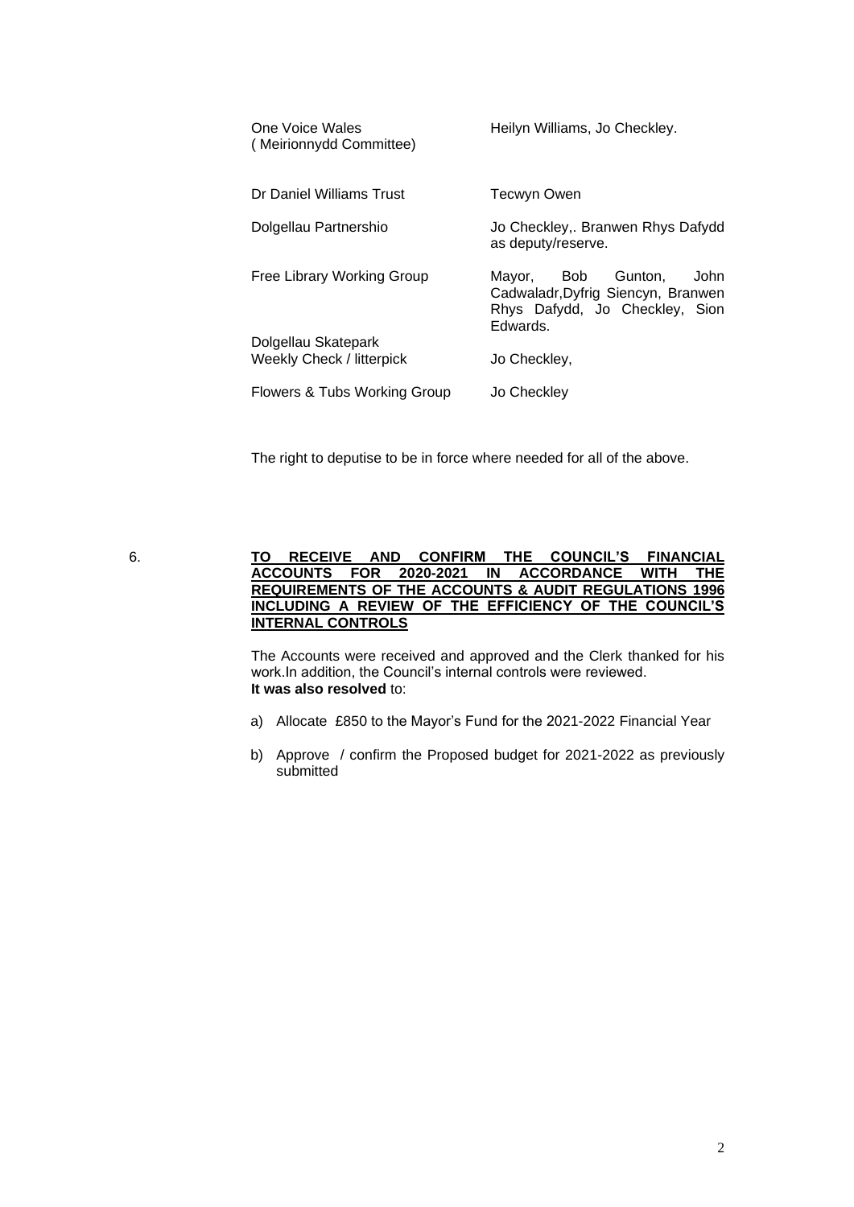| | |
|---|---|
| One Voice Wales ( Meirionnydd Committee) | Heilyn Williams, Jo Checkley. |
| Dr Daniel Williams Trust | Tecwyn Owen |
| Dolgellau Partnershio | Jo Checkley,. Branwen Rhys Dafydd as deputy/reserve. |
| Free Library Working Group | Mayor, Bob Gunton, John Cadwaladr,Dyfrig Siencyn, Branwen Rhys Dafydd, Jo Checkley, Sion Edwards. |
| Dolgellau Skatepark Weekly Check / litterpick | Jo Checkley, |
| Flowers & Tubs Working Group | Jo Checkley |

The right to deputise to be in force where needed for all of the above.

6. **TO RECEIVE AND CONFIRM THE COUNCIL'S FINANCIAL ACCOUNTS FOR 2020-2021 IN ACCORDANCE WITH THE REQUIREMENTS OF THE ACCOUNTS & AUDIT REGULATIONS 1996 INCLUDING A REVIEW OF THE EFFICIENCY OF THE COUNCIL'S INTERNAL CONTROLS**

The Accounts were received and approved and the Clerk thanked for his work.In addition, the Council's internal controls were reviewed.
**It was also resolved** to:

a) Allocate £850 to the Mayor's Fund for the 2021-2022 Financial Year

b) Approve / confirm the Proposed budget for 2021-2022 as previously submitted